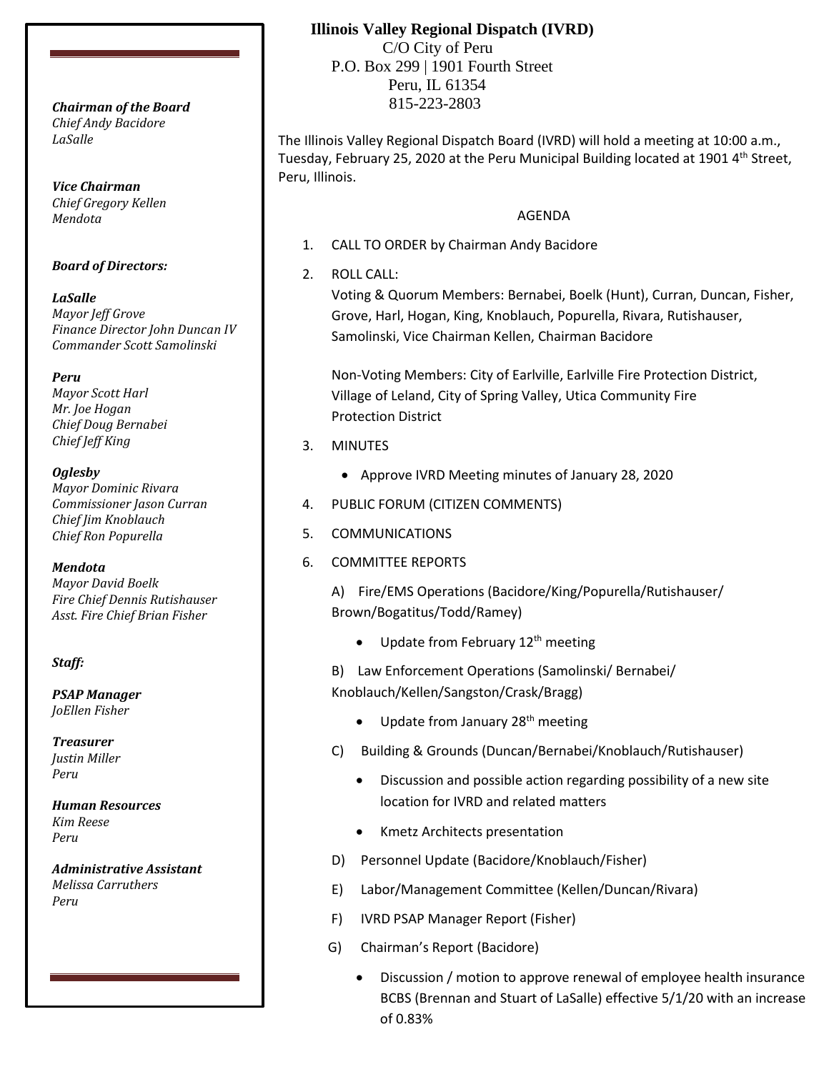# Illinois Valley Regional Dispatch (IVRD)

C/O City of Peru
P.O. Box 299 | 1901 Fourth Street
Peru, IL 61354
815-223-2803

***Chairman of the Board***
*Chief Andy Bacidore*
*LaSalle*

***Vice Chairman***
*Chief Gregory Kellen*
*Mendota*

***Board of Directors:***

***LaSalle***
*Mayor Jeff Grove*
*Finance Director John Duncan IV*
*Commander Scott Samolinski*

***Peru***
*Mayor Scott Harl*
*Mr. Joe Hogan*
*Chief Doug Bernabei*
*Chief Jeff King*

***Oglesby***
*Mayor Dominic Rivara*
*Commissioner Jason Curran*
*Chief Jim Knoblauch*
*Chief Ron Popurella*

***Mendota***
*Mayor David Boelk*
*Fire Chief Dennis Rutishauser*
*Asst. Fire Chief Brian Fisher*

***Staff:***

***PSAP Manager***
*JoEllen Fisher*

***Treasurer***
*Justin Miller*
*Peru*

***Human Resources***
*Kim Reese*
*Peru*

***Administrative Assistant***
*Melissa Carruthers*
*Peru*

The Illinois Valley Regional Dispatch Board (IVRD) will hold a meeting at 10:00 a.m., Tuesday, February 25, 2020 at the Peru Municipal Building located at 1901 4th Street, Peru, Illinois.

AGENDA

1. CALL TO ORDER by Chairman Andy Bacidore
2. ROLL CALL:
   Voting & Quorum Members: Bernabei, Boelk (Hunt), Curran, Duncan, Fisher, Grove, Harl, Hogan, King, Knoblauch, Popurella, Rivara, Rutishauser, Samolinski, Vice Chairman Kellen, Chairman Bacidore

   Non-Voting Members: City of Earlville, Earlville Fire Protection District, Village of Leland, City of Spring Valley, Utica Community Fire Protection District
3. MINUTES
   - Approve IVRD Meeting minutes of January 28, 2020
4. PUBLIC FORUM (CITIZEN COMMENTS)
5. COMMUNICATIONS
6. COMMITTEE REPORTS

   A) Fire/EMS Operations (Bacidore/King/Popurella/Rutishauser/ Brown/Bogatitus/Todd/Ramey)
   - Update from February 12th meeting

   B) Law Enforcement Operations (Samolinski/ Bernabei/ Knoblauch/Kellen/Sangston/Crask/Bragg)
   - Update from January 28th meeting

   C) Building & Grounds (Duncan/Bernabei/Knoblauch/Rutishauser)
   - Discussion and possible action regarding possibility of a new site location for IVRD and related matters
   - Kmetz Architects presentation

   D) Personnel Update (Bacidore/Knoblauch/Fisher)

   E) Labor/Management Committee (Kellen/Duncan/Rivara)

   F) IVRD PSAP Manager Report (Fisher)

   G) Chairman's Report (Bacidore)
   - Discussion / motion to approve renewal of employee health insurance BCBS (Brennan and Stuart of LaSalle) effective 5/1/20 with an increase of 0.83%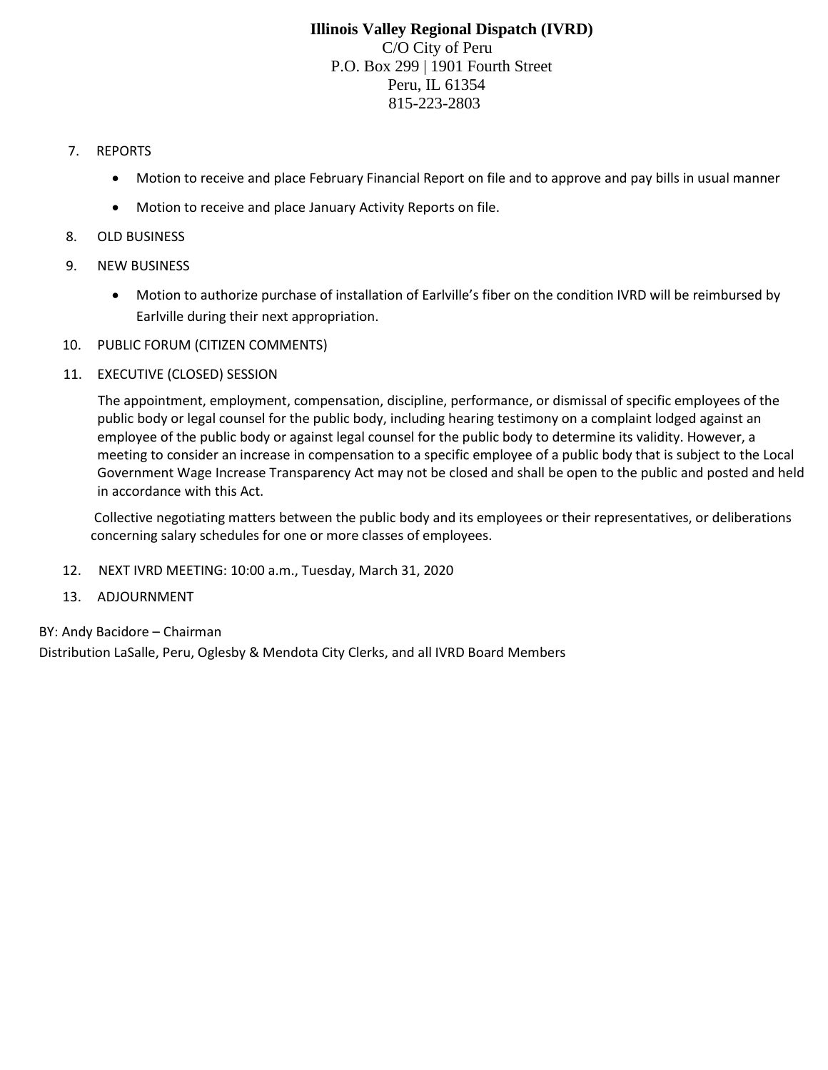**Illinois Valley Regional Dispatch (IVRD)**
C/O City of Peru
P.O. Box 299 | 1901 Fourth Street
Peru, IL 61354
815-223-2803

7. REPORTS
   - Motion to receive and place February Financial Report on file and to approve and pay bills in usual manner
   - Motion to receive and place January Activity Reports on file.
8. OLD BUSINESS
9. NEW BUSINESS
   - Motion to authorize purchase of installation of Earlville's fiber on the condition IVRD will be reimbursed by Earlville during their next appropriation.
10. PUBLIC FORUM (CITIZEN COMMENTS)
11. EXECUTIVE (CLOSED) SESSION

    The appointment, employment, compensation, discipline, performance, or dismissal of specific employees of the public body or legal counsel for the public body, including hearing testimony on a complaint lodged against an employee of the public body or against legal counsel for the public body to determine its validity. However, a meeting to consider an increase in compensation to a specific employee of a public body that is subject to the Local Government Wage Increase Transparency Act may not be closed and shall be open to the public and posted and held in accordance with this Act.

    Collective negotiating matters between the public body and its employees or their representatives, or deliberations concerning salary schedules for one or more classes of employees.
12. NEXT IVRD MEETING: 10:00 a.m., Tuesday, March 31, 2020
13. ADJOURNMENT

BY: Andy Bacidore – Chairman
Distribution LaSalle, Peru, Oglesby & Mendota City Clerks, and all IVRD Board Members